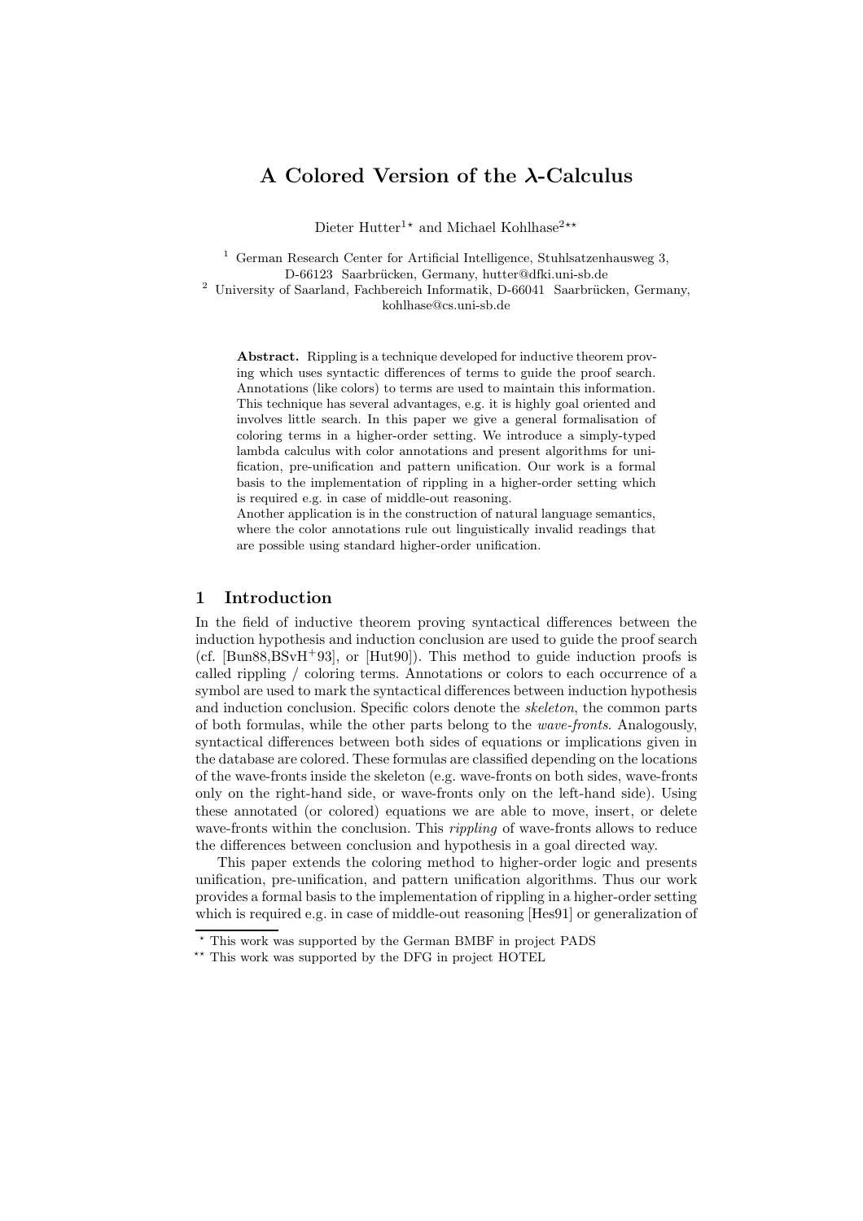# A Colored Version of the λ-Calculus

Dieter Hutter[1⋆] and Michael Kohlhase[2⋆⋆]

[1] German Research Center for Artificial Intelligence, Stuhlsatzenhausweg 3, D-66123 Saarbrücken, Germany, hutter@dfki.uni-sb.de

[2] University of Saarland, Fachbereich Informatik, D-66041 Saarbrücken, Germany, kohlhase@cs.uni-sb.de

**Abstract.** Rippling is a technique developed for inductive theorem proving which uses syntactic differences of terms to guide the proof search. Annotations (like colors) to terms are used to maintain this information. This technique has several advantages, e.g. it is highly goal oriented and involves little search. In this paper we give a general formalisation of coloring terms in a higher-order setting. We introduce a simply-typed lambda calculus with color annotations and present algorithms for unification, pre-unification and pattern unification. Our work is a formal basis to the implementation of rippling in a higher-order setting which is required e.g. in case of middle-out reasoning.
Another application is in the construction of natural language semantics, where the color annotations rule out linguistically invalid readings that are possible using standard higher-order unification.

## 1 Introduction

In the field of inductive theorem proving syntactical differences between the induction hypothesis and induction conclusion are used to guide the proof search (cf. [Bun88,BSvH+93], or [Hut90]). This method to guide induction proofs is called rippling / coloring terms. Annotations or colors to each occurrence of a symbol are used to mark the syntactical differences between induction hypothesis and induction conclusion. Specific colors denote the *skeleton*, the common parts of both formulas, while the other parts belong to the *wave-fronts*. Analogously, syntactical differences between both sides of equations or implications given in the database are colored. These formulas are classified depending on the locations of the wave-fronts inside the skeleton (e.g. wave-fronts on both sides, wave-fronts only on the right-hand side, or wave-fronts only on the left-hand side). Using these annotated (or colored) equations we are able to move, insert, or delete wave-fronts within the conclusion. This *rippling* of wave-fronts allows to reduce the differences between conclusion and hypothesis in a goal directed way.

This paper extends the coloring method to higher-order logic and presents unification, pre-unification, and pattern unification algorithms. Thus our work provides a formal basis to the implementation of rippling in a higher-order setting which is required e.g. in case of middle-out reasoning [Hes91] or generalization of

⋆ This work was supported by the German BMBF in project PADS

⋆⋆ This work was supported by the DFG in project HOTEL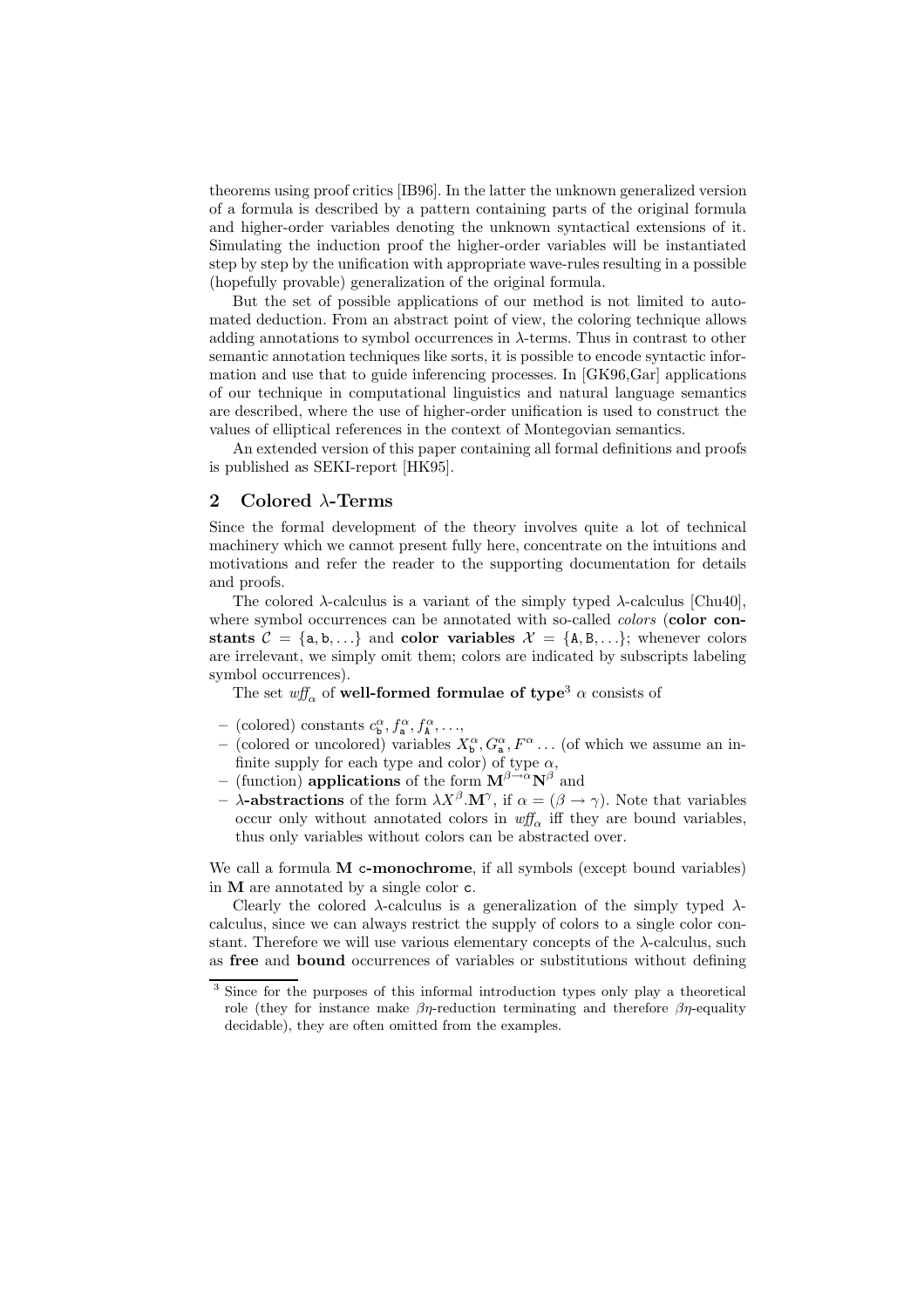theorems using proof critics [IB96]. In the latter the unknown generalized version of a formula is described by a pattern containing parts of the original formula and higher-order variables denoting the unknown syntactical extensions of it. Simulating the induction proof the higher-order variables will be instantiated step by step by the unification with appropriate wave-rules resulting in a possible (hopefully provable) generalization of the original formula.

But the set of possible applications of our method is not limited to automated deduction. From an abstract point of view, the coloring technique allows adding annotations to symbol occurrences in $\lambda$-terms. Thus in contrast to other semantic annotation techniques like sorts, it is possible to encode syntactic information and use that to guide inferencing processes. In [GK96,Gar] applications of our technique in computational linguistics and natural language semantics are described, where the use of higher-order unification is used to construct the values of elliptical references in the context of Montegovian semantics.

An extended version of this paper containing all formal definitions and proofs is published as SEKI-report [HK95].

## 2 Colored $\lambda$-Terms

Since the formal development of the theory involves quite a lot of technical machinery which we cannot present fully here, concentrate on the intuitions and motivations and refer the reader to the supporting documentation for details and proofs.

The colored $\lambda$-calculus is a variant of the simply typed $\lambda$-calculus [Chu40], where symbol occurrences can be annotated with so-called *colors* (**color constants** $\mathcal{C} = \{\mathtt{a}, \mathtt{b}, \ldots\}$ and **color variables** $\mathcal{X} = \{\mathtt{A}, \mathtt{B}, \ldots\}$; whenever colors are irrelevant, we simply omit them; colors are indicated by subscripts labeling symbol occurrences).

The set $wff_\alpha$ of **well-formed formulae of type**[3] $\alpha$ consists of

- (colored) constants $c^\alpha_\mathtt{b}, f^\alpha_\mathtt{a}, f^\alpha_\mathtt{A}, \ldots$,
- (colored or uncolored) variables $X^\alpha_\mathtt{b}, G^\alpha_\mathtt{a}, F^\alpha \ldots$ (of which we assume an infinite supply for each type and color) of type $\alpha$,
- (function) **applications** of the form $\mathbf{M}^{\beta\rightarrow\alpha}\mathbf{N}^\beta$ and
- **$\lambda$-abstractions** of the form $\lambda X^\beta.\mathbf{M}^\gamma$, if $\alpha = (\beta \rightarrow \gamma)$. Note that variables occur only without annotated colors in $wff_\alpha$ iff they are bound variables, thus only variables without colors can be abstracted over.

We call a formula $\mathbf{M}$ **$\mathtt{c}$-monochrome**, if all symbols (except bound variables) in $\mathbf{M}$ are annotated by a single color $\mathtt{c}$.

Clearly the colored $\lambda$-calculus is a generalization of the simply typed $\lambda$-calculus, since we can always restrict the supply of colors to a single color constant. Therefore we will use various elementary concepts of the $\lambda$-calculus, such as **free** and **bound** occurrences of variables or substitutions without defining

[3] Since for the purposes of this informal introduction types only play a theoretical role (they for instance make $\beta\eta$-reduction terminating and therefore $\beta\eta$-equality decidable), they are often omitted from the examples.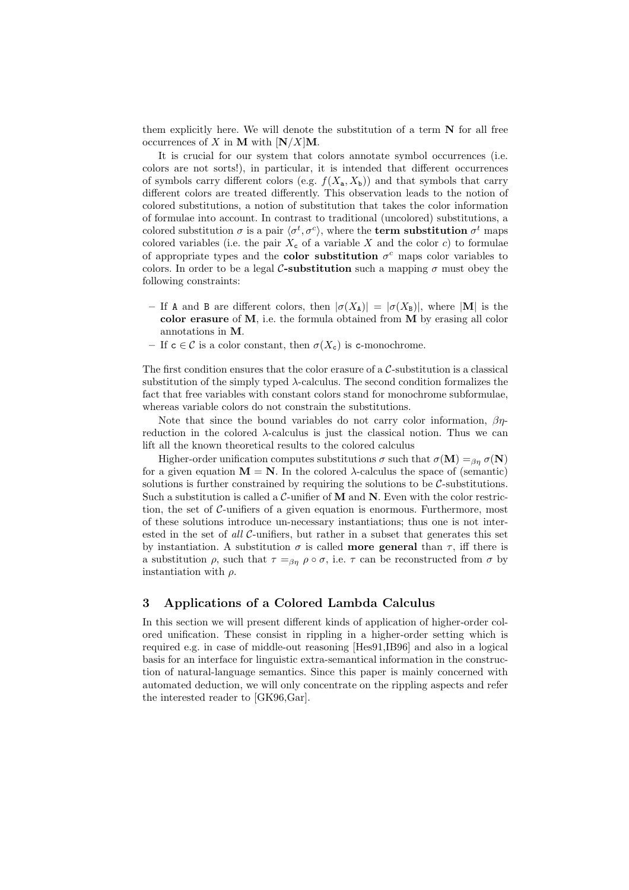them explicitly here. We will denote the substitution of a term $\mathbf{N}$ for all free occurrences of $X$ in $\mathbf{M}$ with $[\mathbf{N}/X]\mathbf{M}$.

It is crucial for our system that colors annotate symbol occurrences (i.e. colors are not sorts!), in particular, it is intended that different occurrences of symbols carry different colors (e.g. $f(X_{\mathtt{a}}, X_{\mathtt{b}})$) and that symbols that carry different colors are treated differently. This observation leads to the notion of colored substitutions, a notion of substitution that takes the color information of formulae into account. In contrast to traditional (uncolored) substitutions, a colored substitution $\sigma$ is a pair $\langle \sigma^t, \sigma^c \rangle$, where the **term substitution** $\sigma^t$ maps colored variables (i.e. the pair $X_c$ of a variable $X$ and the color $c$) to formulae of appropriate types and the **color substitution** $\sigma^c$ maps color variables to colors. In order to be a legal **$\mathcal{C}$-substitution** such a mapping $\sigma$ must obey the following constraints:

- If $\mathtt{A}$ and $\mathtt{B}$ are different colors, then $|\sigma(X_{\mathtt{A}})| = |\sigma(X_{\mathtt{B}})|$, where $|\mathbf{M}|$ is the **color erasure** of $\mathbf{M}$, i.e. the formula obtained from $\mathbf{M}$ by erasing all color annotations in $\mathbf{M}$.
- If $\mathtt{c} \in \mathcal{C}$ is a color constant, then $\sigma(X_{\mathtt{c}})$ is $\mathtt{c}$-monochrome.

The first condition ensures that the color erasure of a $\mathcal{C}$-substitution is a classical substitution of the simply typed $\lambda$-calculus. The second condition formalizes the fact that free variables with constant colors stand for monochrome subformulae, whereas variable colors do not constrain the substitutions.

Note that since the bound variables do not carry color information, $\beta\eta$-reduction in the colored $\lambda$-calculus is just the classical notion. Thus we can lift all the known theoretical results to the colored calculus

Higher-order unification computes substitutions $\sigma$ such that $\sigma(\mathbf{M}) =_{\beta\eta} \sigma(\mathbf{N})$ for a given equation $\mathbf{M} = \mathbf{N}$. In the colored $\lambda$-calculus the space of (semantic) solutions is further constrained by requiring the solutions to be $\mathcal{C}$-substitutions. Such a substitution is called a $\mathcal{C}$-unifier of $\mathbf{M}$ and $\mathbf{N}$. Even with the color restriction, the set of $\mathcal{C}$-unifiers of a given equation is enormous. Furthermore, most of these solutions introduce un-necessary instantiations; thus one is not interested in the set of *all* $\mathcal{C}$-unifiers, but rather in a subset that generates this set by instantiation. A substitution $\sigma$ is called **more general** than $\tau$, iff there is a substitution $\rho$, such that $\tau =_{\beta\eta} \rho \circ \sigma$, i.e. $\tau$ can be reconstructed from $\sigma$ by instantiation with $\rho$.

## 3 Applications of a Colored Lambda Calculus

In this section we will present different kinds of application of higher-order colored unification. These consist in rippling in a higher-order setting which is required e.g. in case of middle-out reasoning [Hes91,IB96] and also in a logical basis for an interface for linguistic extra-semantical information in the construction of natural-language semantics. Since this paper is mainly concerned with automated deduction, we will only concentrate on the rippling aspects and refer the interested reader to [GK96,Gar].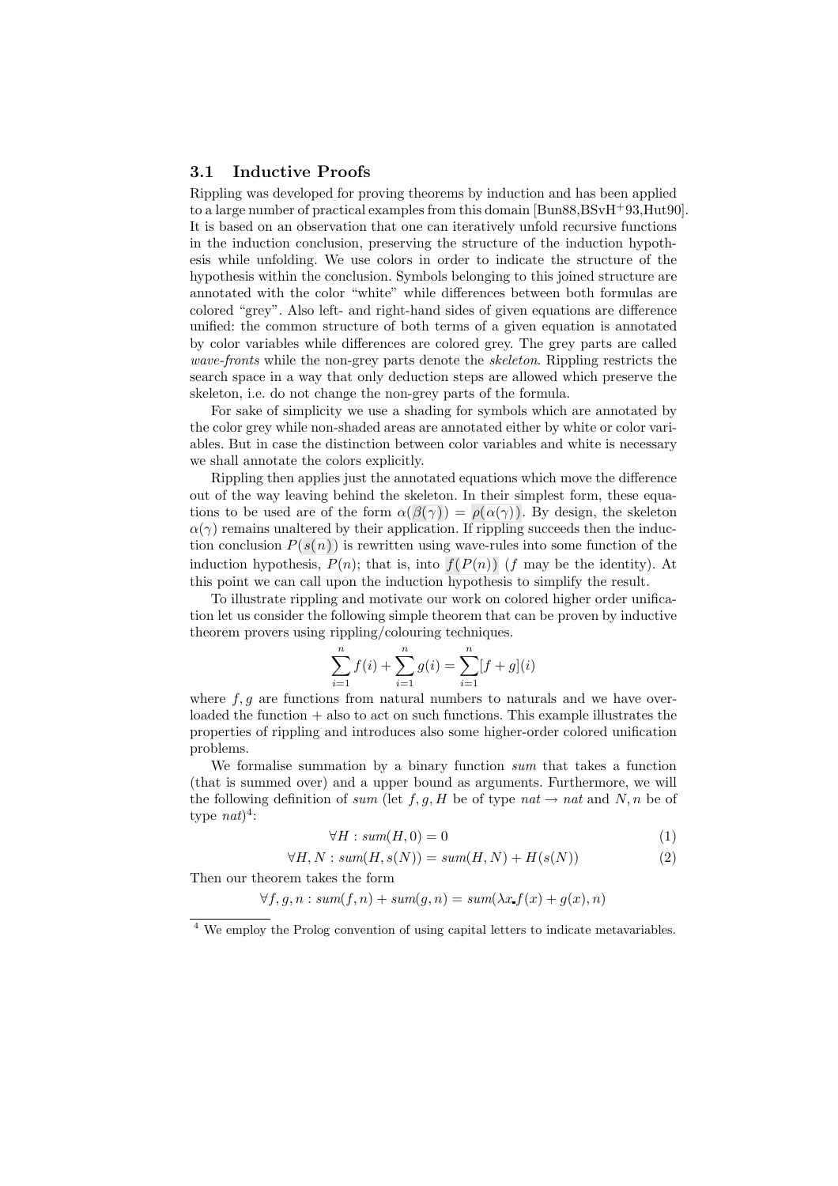### 3.1 Inductive Proofs

Rippling was developed for proving theorems by induction and has been applied to a large number of practical examples from this domain [Bun88,BSvH+93,Hut90]. It is based on an observation that one can iteratively unfold recursive functions in the induction conclusion, preserving the structure of the induction hypothesis while unfolding. We use colors in order to indicate the structure of the hypothesis within the conclusion. Symbols belonging to this joined structure are annotated with the color "white" while differences between both formulas are colored "grey". Also left- and right-hand sides of given equations are difference unified: the common structure of both terms of a given equation is annotated by color variables while differences are colored grey. The grey parts are called *wave-fronts* while the non-grey parts denote the *skeleton*. Rippling restricts the search space in a way that only deduction steps are allowed which preserve the skeleton, i.e. do not change the non-grey parts of the formula.

For sake of simplicity we use a shading for symbols which are annotated by the color grey while non-shaded areas are annotated either by white or color variables. But in case the distinction between color variables and white is necessary we shall annotate the colors explicitly.

Rippling then applies just the annotated equations which move the difference out of the way leaving behind the skeleton. In their simplest form, these equations to be used are of the form $\alpha(\beta(\gamma)) = \rho(\alpha(\gamma))$. By design, the skeleton $\alpha(\gamma)$ remains unaltered by their application. If rippling succeeds then the induction conclusion $P(s(n))$ is rewritten using wave-rules into some function of the induction hypothesis, $P(n)$; that is, into $f(P(n))$ ($f$ may be the identity). At this point we can call upon the induction hypothesis to simplify the result.

To illustrate rippling and motivate our work on colored higher order unification let us consider the following simple theorem that can be proven by inductive theorem provers using rippling/colouring techniques.

$$\sum_{i=1}^{n} f(i) + \sum_{i=1}^{n} g(i) = \sum_{i=1}^{n} [f+g](i)$$

where $f, g$ are functions from natural numbers to naturals and we have overloaded the function $+$ also to act on such functions. This example illustrates the properties of rippling and introduces also some higher-order colored unification problems.

We formalise summation by a binary function *sum* that takes a function (that is summed over) and a upper bound as arguments. Furthermore, we will the following definition of *sum* (let $f, g, H$ be of type $nat \rightarrow nat$ and $N, n$ be of type $nat$)[4]:

$$\forall H : sum(H, 0) = 0 \tag{1}$$

$$\forall H, N : sum(H, s(N)) = sum(H, N) + H(s(N)) \tag{2}$$

Then our theorem takes the form

$$\forall f, g, n : sum(f, n) + sum(g, n) = sum(\lambda x_{\text{.}} f(x) + g(x), n)$$

[4] We employ the Prolog convention of using capital letters to indicate metavariables.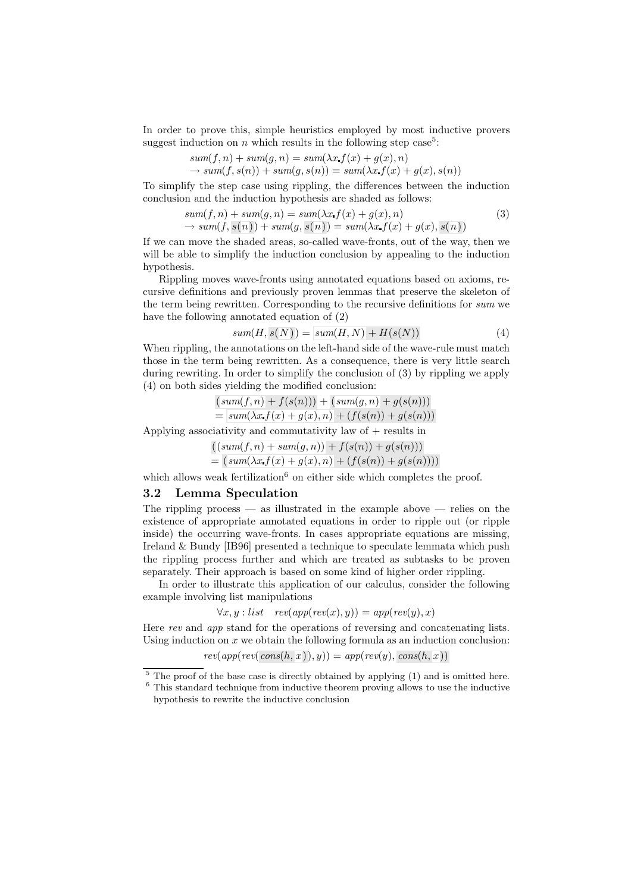In order to prove this, simple heuristics employed by most inductive provers suggest induction on $n$ which results in the following step case[5]:

$$sum(f,n) + sum(g,n) = sum(\lambda x. f(x) + g(x), n)$$
$$\rightarrow sum(f, s(n)) + sum(g, s(n)) = sum(\lambda x. f(x) + g(x), s(n))$$

To simplify the step case using rippling, the differences between the induction conclusion and the induction hypothesis are shaded as follows:

$$\begin{aligned} & sum(f,n) + sum(g,n) = sum(\lambda x. f(x) + g(x), n) \\ & \rightarrow sum(f, \boxed{s(\underline{n})}) + sum(g, \boxed{s(\underline{n})}) = sum(\lambda x. f(x) + g(x), \boxed{s(\underline{n})}) \end{aligned} \tag{3}$$

If we can move the shaded areas, so-called wave-fronts, out of the way, then we will be able to simplify the induction conclusion by appealing to the induction hypothesis.

Rippling moves wave-fronts using annotated equations based on axioms, recursive definitions and previously proven lemmas that preserve the skeleton of the term being rewritten. Corresponding to the recursive definitions for *sum* we have the following annotated equation of (2)

$$sum(H, \boxed{s(\underline{N})}) = \boxed{\underline{sum(H,N)} + H(s(N))} \tag{4}$$

When rippling, the annotations on the left-hand side of the wave-rule must match those in the term being rewritten. As a consequence, there is very little search during rewriting. In order to simplify the conclusion of (3) by rippling we apply (4) on both sides yielding the modified conclusion:

$$\boxed{(\underline{sum(f,n)} + f(s(n)))} + \boxed{(\underline{sum(g,n)} + g(s(n)))}$$
$$= \boxed{\underline{sum(\lambda x. f(x) + g(x), n)} + (f(s(n)) + g(s(n)))}$$

Applying associativity and commutativity law of $+$ results in

$$\boxed{(\underline{(sum(f,n) + sum(g,n))} + f(s(n)) + g(s(n)))}$$
$$= \boxed{(\underline{sum(\lambda x. f(x) + g(x), n)} + (f(s(n)) + g(s(n))))}$$

which allows weak fertilization[6] on either side which completes the proof.

## 3.2 Lemma Speculation

The rippling process — as illustrated in the example above — relies on the existence of appropriate annotated equations in order to ripple out (or ripple inside) the occurring wave-fronts. In cases appropriate equations are missing, Ireland & Bundy [IB96] presented a technique to speculate lemmata which push the rippling process further and which are treated as subtasks to be proven separately. Their approach is based on some kind of higher order rippling.

In order to illustrate this application of our calculus, consider the following example involving list manipulations

$$\forall x, y : list \quad rev(app(rev(x), y)) = app(rev(y), x)$$

Here *rev* and *app* stand for the operations of reversing and concatenating lists. Using induction on $x$ we obtain the following formula as an induction conclusion:

$$rev(app(rev(\boxed{cons(h, \underline{x})}), y)) = app(rev(y), \boxed{cons(h, \underline{x})})$$

---

[5] The proof of the base case is directly obtained by applying (1) and is omitted here.

[6] This standard technique from inductive theorem proving allows to use the inductive hypothesis to rewrite the inductive conclusion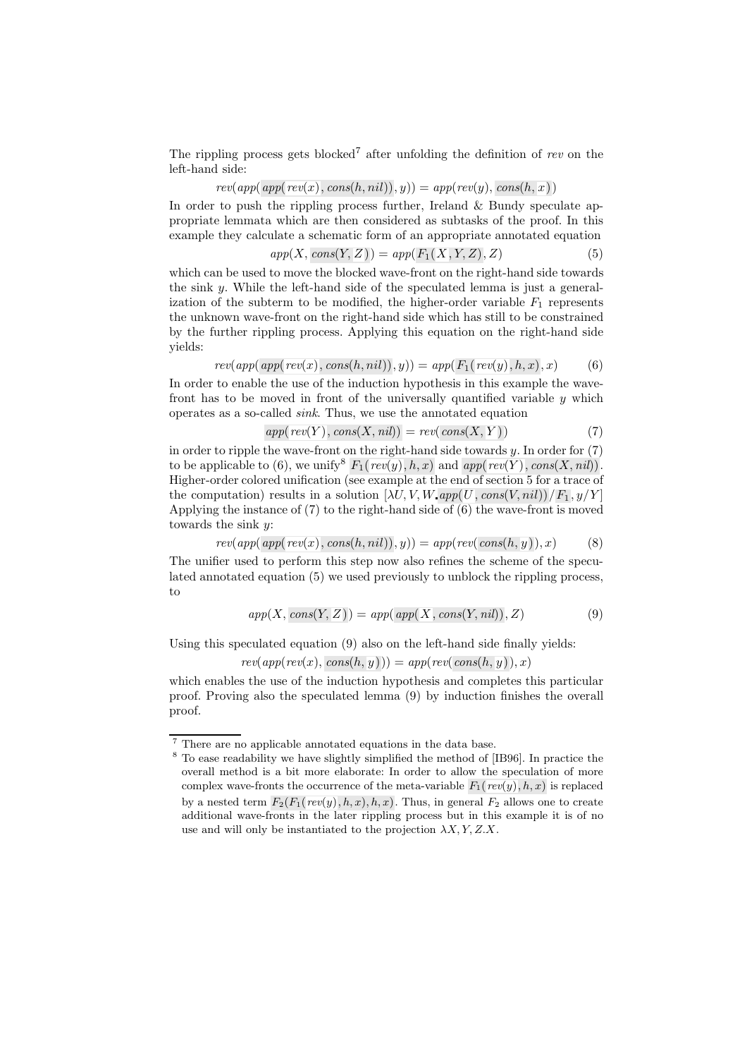The rippling process gets blocked[7] after unfolding the definition of *rev* on the left-hand side:

$$rev(app(app(rev(x), cons(h, nil)), y)) = app(rev(y), cons(h, x))$$

In order to push the rippling process further, Ireland & Bundy speculate appropriate lemmata which are then considered as subtasks of the proof. In this example they calculate a schematic form of an appropriate annotated equation

$$app(X, cons(Y, Z)) = app(F_1(X, Y, Z), Z) \tag{5}$$

which can be used to move the blocked wave-front on the right-hand side towards the sink $y$. While the left-hand side of the speculated lemma is just a generalization of the subterm to be modified, the higher-order variable $F_1$ represents the unknown wave-front on the right-hand side which has still to be constrained by the further rippling process. Applying this equation on the right-hand side yields:

$$rev(app(app(rev(x), cons(h, nil)), y)) = app(F_1(rev(y), h, x), x) \tag{6}$$

In order to enable the use of the induction hypothesis in this example the wave-front has to be moved in front of the universally quantified variable $y$ which operates as a so-called *sink*. Thus, we use the annotated equation

$$app(rev(Y), cons(X, nil)) = rev(cons(X, Y)) \tag{7}$$

in order to ripple the wave-front on the right-hand side towards $y$. In order for (7) to be applicable to (6), we unify[8] $F_1(rev(y), h, x)$ and $app(rev(Y), cons(X, nil))$. Higher-order colored unification (see example at the end of section 5 for a trace of the computation) results in a solution $[\lambda U, V, W. app(U, cons(V, nil))/F_1, y/Y]$ Applying the instance of (7) to the right-hand side of (6) the wave-front is moved towards the sink $y$:

$$rev(app(app(rev(x), cons(h, nil)), y)) = app(rev(cons(h, y)), x) \tag{8}$$

The unifier used to perform this step now also refines the scheme of the speculated annotated equation (5) we used previously to unblock the rippling process, to

$$app(X, cons(Y, Z)) = app(app(X, cons(Y, nil)), Z) \tag{9}$$

Using this speculated equation (9) also on the left-hand side finally yields:

$$rev(app(rev(x), cons(h, y))) = app(rev(cons(h, y)), x)$$

which enables the use of the induction hypothesis and completes this particular proof. Proving also the speculated lemma (9) by induction finishes the overall proof.

---

[7] There are no applicable annotated equations in the data base.

[8] To ease readability we have slightly simplified the method of [IB96]. In practice the overall method is a bit more elaborate: In order to allow the speculation of more complex wave-fronts the occurrence of the meta-variable $F_1(rev(y), h, x)$ is replaced by a nested term $F_2(F_1(rev(y), h, x), h, x)$. Thus, in general $F_2$ allows one to create additional wave-fronts in the later rippling process but in this example it is of no use and will only be instantiated to the projection $\lambda X, Y, Z.X$.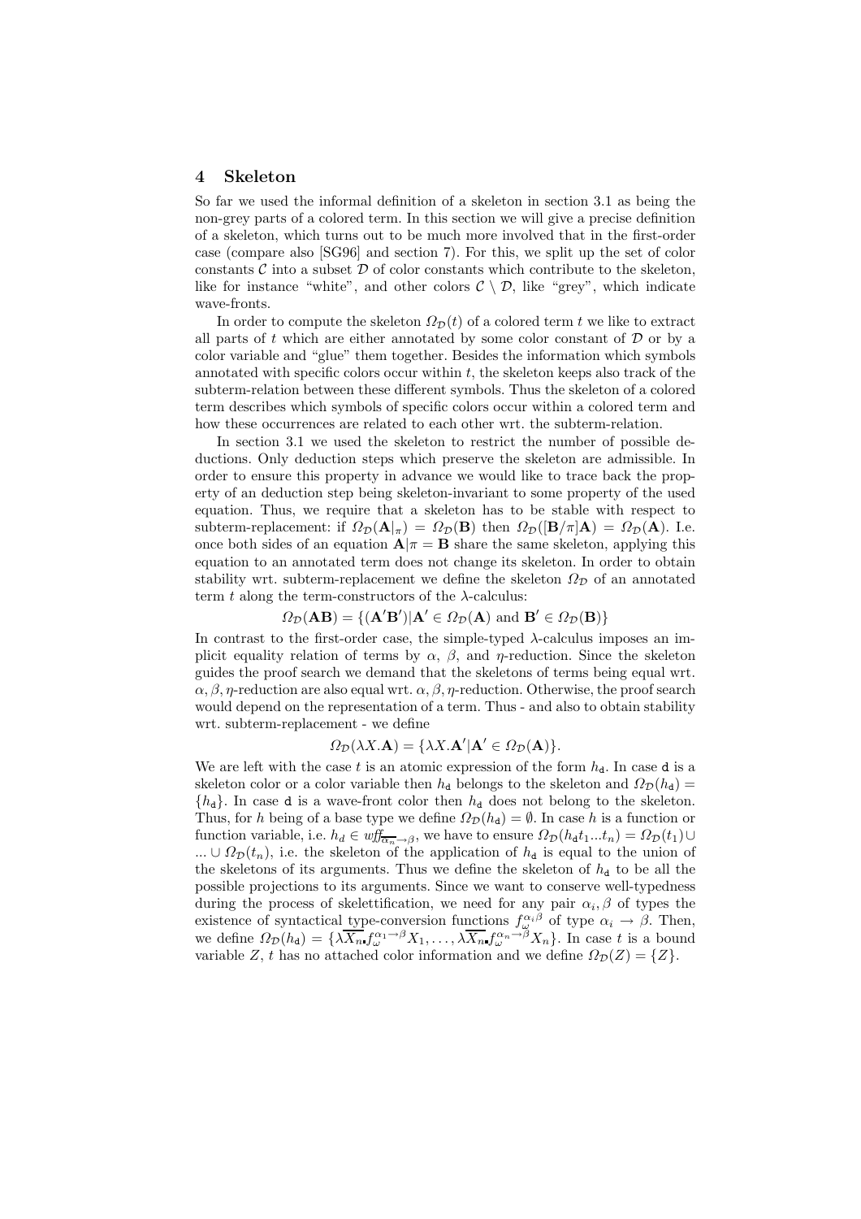## 4 Skeleton

So far we used the informal definition of a skeleton in section 3.1 as being the non-grey parts of a colored term. In this section we will give a precise definition of a skeleton, which turns out to be much more involved that in the first-order case (compare also [SG96] and section 7). For this, we split up the set of color constants $\mathcal{C}$ into a subset $\mathcal{D}$ of color constants which contribute to the skeleton, like for instance "white", and other colors $\mathcal{C} \setminus \mathcal{D}$, like "grey", which indicate wave-fronts.

In order to compute the skeleton $\Omega_{\mathcal{D}}(t)$ of a colored term $t$ we like to extract all parts of $t$ which are either annotated by some color constant of $\mathcal{D}$ or by a color variable and "glue" them together. Besides the information which symbols annotated with specific colors occur within $t$, the skeleton keeps also track of the subterm-relation between these different symbols. Thus the skeleton of a colored term describes which symbols of specific colors occur within a colored term and how these occurrences are related to each other wrt. the subterm-relation.

In section 3.1 we used the skeleton to restrict the number of possible deductions. Only deduction steps which preserve the skeleton are admissible. In order to ensure this property in advance we would like to trace back the property of an deduction step being skeleton-invariant to some property of the used equation. Thus, we require that a skeleton has to be stable with respect to subterm-replacement: if $\Omega_{\mathcal{D}}(\mathbf{A}|_{\pi}) = \Omega_{\mathcal{D}}(\mathbf{B})$ then $\Omega_{\mathcal{D}}([\mathbf{B}/\pi]\mathbf{A}) = \Omega_{\mathcal{D}}(\mathbf{A})$. I.e. once both sides of an equation $\mathbf{A}|\pi = \mathbf{B}$ share the same skeleton, applying this equation to an annotated term does not change its skeleton. In order to obtain stability wrt. subterm-replacement we define the skeleton $\Omega_{\mathcal{D}}$ of an annotated term $t$ along the term-constructors of the $\lambda$-calculus:

$$\Omega_{\mathcal{D}}(\mathbf{AB}) = \{(\mathbf{A}'\mathbf{B}') | \mathbf{A}' \in \Omega_{\mathcal{D}}(\mathbf{A}) \text{ and } \mathbf{B}' \in \Omega_{\mathcal{D}}(\mathbf{B})\}$$

In contrast to the first-order case, the simple-typed $\lambda$-calculus imposes an implicit equality relation of terms by $\alpha$, $\beta$, and $\eta$-reduction. Since the skeleton guides the proof search we demand that the skeletons of terms being equal wrt. $\alpha, \beta, \eta$-reduction are also equal wrt. $\alpha, \beta, \eta$-reduction. Otherwise, the proof search would depend on the representation of a term. Thus - and also to obtain stability wrt. subterm-replacement - we define

$$\Omega_{\mathcal{D}}(\lambda X.\mathbf{A}) = \{\lambda X.\mathbf{A}' | \mathbf{A}' \in \Omega_{\mathcal{D}}(\mathbf{A})\}.$$

We are left with the case $t$ is an atomic expression of the form $h_{\mathtt{d}}$. In case $\mathtt{d}$ is a skeleton color or a color variable then $h_{\mathtt{d}}$ belongs to the skeleton and $\Omega_{\mathcal{D}}(h_{\mathtt{d}}) = \{h_{\mathtt{d}}\}$. In case $\mathtt{d}$ is a wave-front color then $h_{\mathtt{d}}$ does not belong to the skeleton. Thus, for $h$ being of a base type we define $\Omega_{\mathcal{D}}(h_{\mathtt{d}}) = \emptyset$. In case $h$ is a function or function variable, i.e. $h_d \in \mathit{wff}_{\overline{\alpha_n} \to \beta}$, we have to ensure $\Omega_{\mathcal{D}}(h_{\mathtt{d}} t_1 ... t_n) = \Omega_{\mathcal{D}}(t_1) \cup ... \cup \Omega_{\mathcal{D}}(t_n)$, i.e. the skeleton of the application of $h_{\mathtt{d}}$ is equal to the union of the skeletons of its arguments. Thus we define the skeleton of $h_{\mathtt{d}}$ to be all the possible projections to its arguments. Since we want to conserve well-typedness during the process of skelettification, we need for any pair $\alpha_i, \beta$ of types the existence of syntactical type-conversion functions $f_{\omega}^{\alpha_i \beta}$ of type $\alpha_i \to \beta$. Then, we define $\Omega_{\mathcal{D}}(h_{\mathtt{d}}) = \{\lambda \overline{X_n}. f_{\omega}^{\alpha_1 \to \beta} X_1, \ldots, \lambda \overline{X_n}. f_{\omega}^{\alpha_n \to \beta} X_n\}$. In case $t$ is a bound variable $Z$, $t$ has no attached color information and we define $\Omega_{\mathcal{D}}(Z) = \{Z\}$.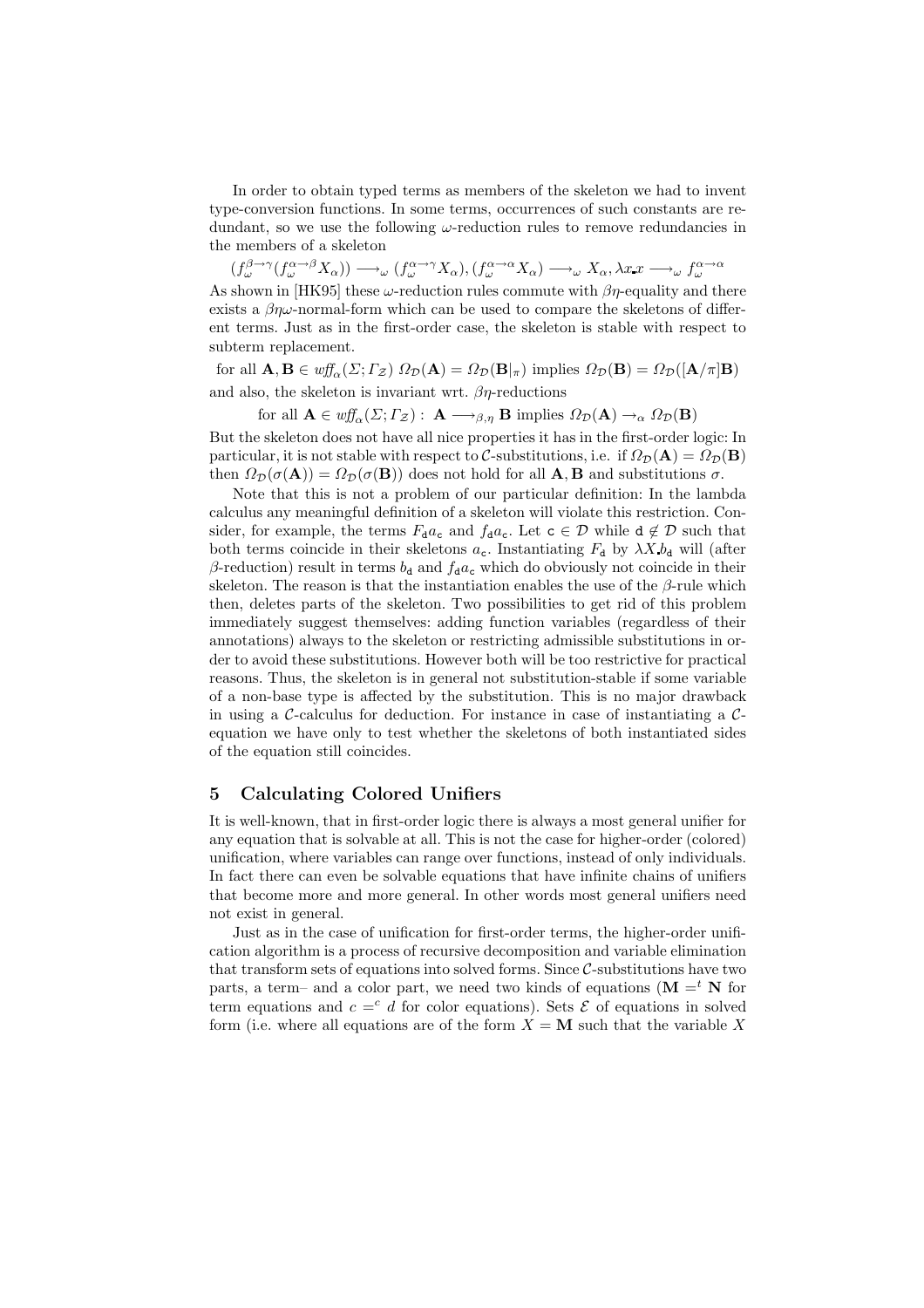In order to obtain typed terms as members of the skeleton we had to invent type-conversion functions. In some terms, occurrences of such constants are redundant, so we use the following $\omega$-reduction rules to remove redundancies in the members of a skeleton

$$(f_\omega^{\beta\to\gamma}(f_\omega^{\alpha\to\beta}X_\alpha)) \longrightarrow_\omega (f_\omega^{\alpha\to\gamma}X_\alpha), (f_\omega^{\alpha\to\alpha}X_\alpha) \longrightarrow_\omega X_\alpha, \lambda x_\bullet x \longrightarrow_\omega f_\omega^{\alpha\to\alpha}$$

As shown in [HK95] these $\omega$-reduction rules commute with $\beta\eta$-equality and there exists a $\beta\eta\omega$-normal-form which can be used to compare the skeletons of different terms. Just as in the first-order case, the skeleton is stable with respect to subterm replacement.

$$\text{for all } \mathbf{A}, \mathbf{B} \in \mathit{wff}_\alpha(\Sigma; \Gamma_\Xi)\ \Omega_\mathcal{D}(\mathbf{A}) = \Omega_\mathcal{D}(\mathbf{B}|_\pi) \text{ implies } \Omega_\mathcal{D}(\mathbf{B}) = \Omega_\mathcal{D}([\mathbf{A}/\pi]\mathbf{B})$$

and also, the skeleton is invariant wrt. $\beta\eta$-reductions

$$\text{for all } \mathbf{A} \in \mathit{wff}_\alpha(\Sigma; \Gamma_\Xi) : \ \mathbf{A} \longrightarrow_{\beta,\eta} \mathbf{B} \text{ implies } \Omega_\mathcal{D}(\mathbf{A}) \to_\alpha \Omega_\mathcal{D}(\mathbf{B})$$

But the skeleton does not have all nice properties it has in the first-order logic: In particular, it is not stable with respect to $\mathcal{C}$-substitutions, i.e. if $\Omega_\mathcal{D}(\mathbf{A}) = \Omega_\mathcal{D}(\mathbf{B})$ then $\Omega_\mathcal{D}(\sigma(\mathbf{A})) = \Omega_\mathcal{D}(\sigma(\mathbf{B}))$ does not hold for all $\mathbf{A}, \mathbf{B}$ and substitutions $\sigma$.

Note that this is not a problem of our particular definition: In the lambda calculus any meaningful definition of a skeleton will violate this restriction. Consider, for example, the terms $F_\mathsf{d} a_\mathsf{c}$ and $f_\mathsf{d} a_\mathsf{c}$. Let $\mathsf{c} \in \mathcal{D}$ while $\mathsf{d} \notin \mathcal{D}$ such that both terms coincide in their skeletons $a_\mathsf{c}$. Instantiating $F_\mathsf{d}$ by $\lambda X_\bullet b_\mathsf{d}$ will (after $\beta$-reduction) result in terms $b_\mathsf{d}$ and $f_\mathsf{d} a_\mathsf{c}$ which do obviously not coincide in their skeleton. The reason is that the instantiation enables the use of the $\beta$-rule which then, deletes parts of the skeleton. Two possibilities to get rid of this problem immediately suggest themselves: adding function variables (regardless of their annotations) always to the skeleton or restricting admissible substitutions in order to avoid these substitutions. However both will be too restrictive for practical reasons. Thus, the skeleton is in general not substitution-stable if some variable of a non-base type is affected by the substitution. This is no major drawback in using a $\mathcal{C}$-calculus for deduction. For instance in case of instantiating a $\mathcal{C}$-equation we have only to test whether the skeletons of both instantiated sides of the equation still coincides.

## 5 Calculating Colored Unifiers

It is well-known, that in first-order logic there is always a most general unifier for any equation that is solvable at all. This is not the case for higher-order (colored) unification, where variables can range over functions, instead of only individuals. In fact there can even be solvable equations that have infinite chains of unifiers that become more and more general. In other words most general unifiers need not exist in general.

Just as in the case of unification for first-order terms, the higher-order unification algorithm is a process of recursive decomposition and variable elimination that transform sets of equations into solved forms. Since $\mathcal{C}$-substitutions have two parts, a term– and a color part, we need two kinds of equations ($\mathbf{M} =^t \mathbf{N}$ for term equations and $c =^c d$ for color equations). Sets $\mathcal{E}$ of equations in solved form (i.e. where all equations are of the form $X = \mathbf{M}$ such that the variable $X$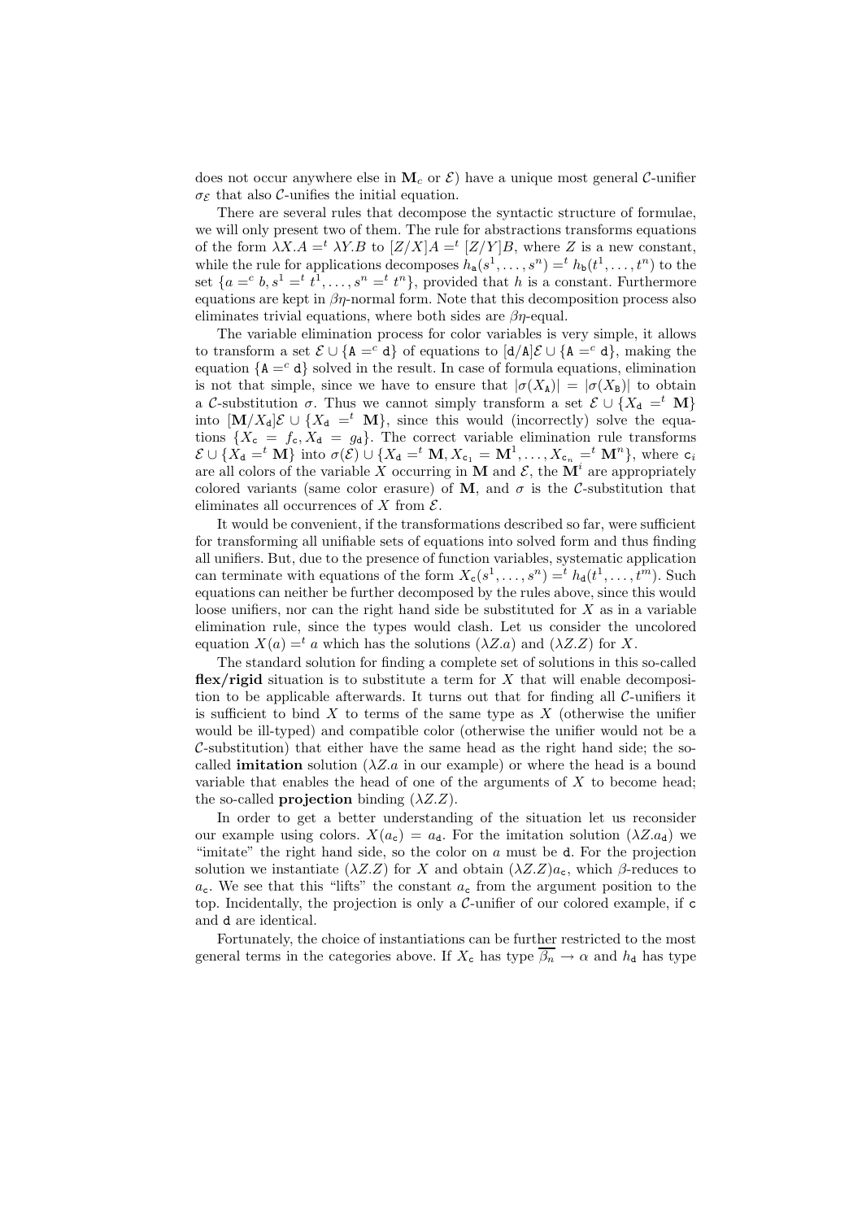does not occur anywhere else in $\mathbf{M}_c$ or $\mathcal{E}$) have a unique most general $\mathcal{C}$-unifier $\sigma_\mathcal{E}$ that also $\mathcal{C}$-unifies the initial equation.

There are several rules that decompose the syntactic structure of formulae, we will only present two of them. The rule for abstractions transforms equations of the form $\lambda X.A =^t \lambda Y.B$ to $[Z/X]A =^t [Z/Y]B$, where $Z$ is a new constant, while the rule for applications decomposes $h_\mathtt{a}(s^1,\ldots,s^n) =^t h_\mathtt{b}(t^1,\ldots,t^n)$ to the set $\{a =^c b, s^1 =^t t^1, \ldots, s^n =^t t^n\}$, provided that $h$ is a constant. Furthermore equations are kept in $\beta\eta$-normal form. Note that this decomposition process also eliminates trivial equations, where both sides are $\beta\eta$-equal.

The variable elimination process for color variables is very simple, it allows to transform a set $\mathcal{E} \cup \{\mathtt{A} =^c \mathtt{d}\}$ of equations to $[\mathtt{d}/\mathtt{A}]\mathcal{E} \cup \{\mathtt{A} =^c \mathtt{d}\}$, making the equation $\{\mathtt{A} =^c \mathtt{d}\}$ solved in the result. In case of formula equations, elimination is not that simple, since we have to ensure that $|\sigma(X_\mathtt{A})| = |\sigma(X_\mathtt{B})|$ to obtain a $\mathcal{C}$-substitution $\sigma$. Thus we cannot simply transform a set $\mathcal{E} \cup \{X_\mathtt{d} =^t \mathbf{M}\}$ into $[\mathbf{M}/X_\mathtt{d}]\mathcal{E} \cup \{X_\mathtt{d} =^t \mathbf{M}\}$, since this would (incorrectly) solve the equations $\{X_\mathtt{c} = f_\mathtt{c}, X_\mathtt{d} = g_\mathtt{d}\}$. The correct variable elimination rule transforms $\mathcal{E} \cup \{X_\mathtt{d} =^t \mathbf{M}\}$ into $\sigma(\mathcal{E}) \cup \{X_\mathtt{d} =^t \mathbf{M}, X_{\mathtt{c}_1} = \mathbf{M}^1, \ldots, X_{\mathtt{c}_n} =^t \mathbf{M}^n\}$, where $\mathtt{c}_i$ are all colors of the variable $X$ occurring in $\mathbf{M}$ and $\mathcal{E}$, the $\mathbf{M}^i$ are appropriately colored variants (same color erasure) of $\mathbf{M}$, and $\sigma$ is the $\mathcal{C}$-substitution that eliminates all occurrences of $X$ from $\mathcal{E}$.

It would be convenient, if the transformations described so far, were sufficient for transforming all unifiable sets of equations into solved form and thus finding all unifiers. But, due to the presence of function variables, systematic application can terminate with equations of the form $X_\mathtt{c}(s^1,\ldots,s^n) =^t h_\mathtt{d}(t^1,\ldots,t^m)$. Such equations can neither be further decomposed by the rules above, since this would loose unifiers, nor can the right hand side be substituted for $X$ as in a variable elimination rule, since the types would clash. Let us consider the uncolored equation $X(a) =^t a$ which has the solutions $(\lambda Z.a)$ and $(\lambda Z.Z)$ for $X$.

The standard solution for finding a complete set of solutions in this so-called **flex/rigid** situation is to substitute a term for $X$ that will enable decomposition to be applicable afterwards. It turns out that for finding all $\mathcal{C}$-unifiers it is sufficient to bind $X$ to terms of the same type as $X$ (otherwise the unifier would be ill-typed) and compatible color (otherwise the unifier would not be a $\mathcal{C}$-substitution) that either have the same head as the right hand side; the so-called **imitation** solution ($\lambda Z.a$ in our example) or where the head is a bound variable that enables the head of one of the arguments of $X$ to become head; the so-called **projection** binding ($\lambda Z.Z$).

In order to get a better understanding of the situation let us reconsider our example using colors. $X(a_\mathtt{c}) = a_\mathtt{d}$. For the imitation solution $(\lambda Z.a_\mathtt{d})$ we "imitate" the right hand side, so the color on $a$ must be $\mathtt{d}$. For the projection solution we instantiate $(\lambda Z.Z)$ for $X$ and obtain $(\lambda Z.Z)a_\mathtt{c}$, which $\beta$-reduces to $a_\mathtt{c}$. We see that this "lifts" the constant $a_\mathtt{c}$ from the argument position to the top. Incidentally, the projection is only a $\mathcal{C}$-unifier of our colored example, if $\mathtt{c}$ and $\mathtt{d}$ are identical.

Fortunately, the choice of instantiations can be further restricted to the most general terms in the categories above. If $X_\mathtt{c}$ has type $\overline{\beta_n} \to \alpha$ and $h_\mathtt{d}$ has type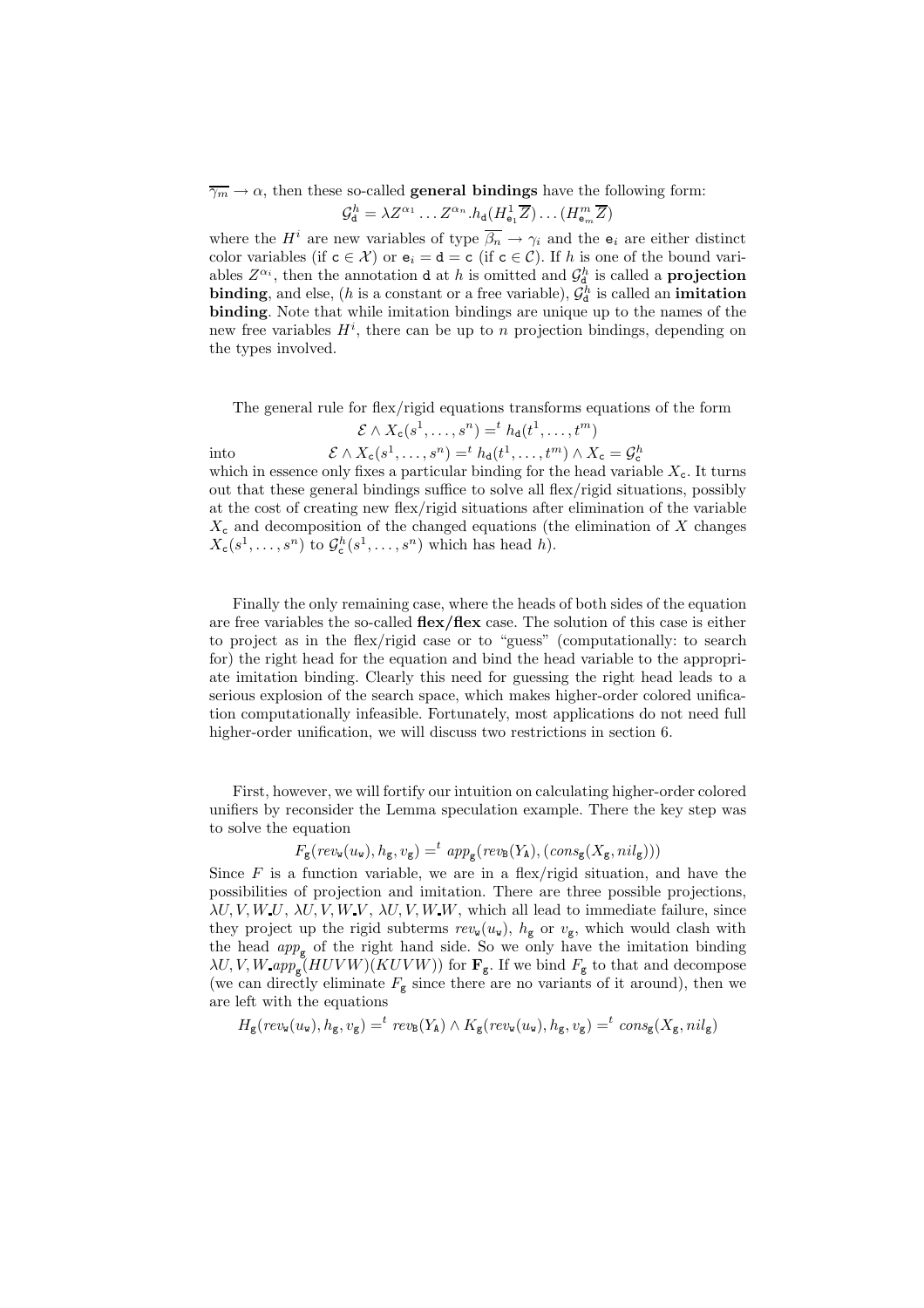$\overline{\gamma_m} \to \alpha$, then these so-called **general bindings** have the following form:

$$\mathcal{G}^h_{\mathtt{d}} = \lambda Z^{\alpha_1} \dots Z^{\alpha_n}.h_{\mathtt{d}}(H^1_{\mathtt{e}_1}\overline{Z}) \dots (H^m_{\mathtt{e}_m}\overline{Z})$$

where the $H^i$ are new variables of type $\overline{\beta_n} \to \gamma_i$ and the $\mathtt{e}_i$ are either distinct color variables (if $\mathtt{c} \in \mathcal{X}$) or $\mathtt{e}_i = \mathtt{d} = \mathtt{c}$ (if $\mathtt{c} \in \mathcal{C}$). If $h$ is one of the bound variables $Z^{\alpha_i}$, then the annotation $\mathtt{d}$ at $h$ is omitted and $\mathcal{G}^h_{\mathtt{d}}$ is called a **projection binding**, and else, ($h$ is a constant or a free variable), $\mathcal{G}^h_{\mathtt{d}}$ is called an **imitation binding**. Note that while imitation bindings are unique up to the names of the new free variables $H^i$, there can be up to $n$ projection bindings, depending on the types involved.

The general rule for flex/rigid equations transforms equations of the form

$$\mathcal{E} \wedge X_{\mathtt{c}}(s^1, \dots, s^n) =^t h_{\mathtt{d}}(t^1, \dots, t^m)$$

into

$$\mathcal{E} \wedge X_{\mathtt{c}}(s^1, \dots, s^n) =^t h_{\mathtt{d}}(t^1, \dots, t^m) \wedge X_{\mathtt{c}} = \mathcal{G}^h_{\mathtt{c}}$$

which in essence only fixes a particular binding for the head variable $X_{\mathtt{c}}$. It turns out that these general bindings suffice to solve all flex/rigid situations, possibly at the cost of creating new flex/rigid situations after elimination of the variable $X_{\mathtt{c}}$ and decomposition of the changed equations (the elimination of $X$ changes $X_{\mathtt{c}}(s^1, \dots, s^n)$ to $\mathcal{G}^h_{\mathtt{c}}(s^1, \dots, s^n)$ which has head $h$).

Finally the only remaining case, where the heads of both sides of the equation are free variables the so-called **flex/flex** case. The solution of this case is either to project as in the flex/rigid case or to "guess" (computationally: to search for) the right head for the equation and bind the head variable to the appropriate imitation binding. Clearly this need for guessing the right head leads to a serious explosion of the search space, which makes higher-order colored unification computationally infeasible. Fortunately, most applications do not need full higher-order unification, we will discuss two restrictions in section 6.

First, however, we will fortify our intuition on calculating higher-order colored unifiers by reconsider the Lemma speculation example. There the key step was to solve the equation

$$F_{\mathtt{g}}(rev_{\mathtt{w}}(u_{\mathtt{w}}), h_{\mathtt{g}}, v_{\mathtt{g}}) =^t app_{\mathtt{g}}(rev_{\mathtt{B}}(Y_{\mathtt{A}}), (cons_{\mathtt{g}}(X_{\mathtt{g}}, nil_{\mathtt{g}})))$$

Since $F$ is a function variable, we are in a flex/rigid situation, and have the possibilities of projection and imitation. There are three possible projections, $\lambda U, V, W.U$, $\lambda U, V, W.V$, $\lambda U, V, W.W$, which all lead to immediate failure, since they project up the rigid subterms $rev_{\mathtt{w}}(u_{\mathtt{w}})$, $h_{\mathtt{g}}$ or $v_{\mathtt{g}}$, which would clash with the head $app_{\mathtt{g}}$ of the right hand side. So we only have the imitation binding $\lambda U, V, W.app_{\mathtt{g}}(HUVW))(KUVW))$ for $\mathbf{F}_{\mathtt{g}}$. If we bind $F_{\mathtt{g}}$ to that and decompose (we can directly eliminate $F_{\mathtt{g}}$ since there are no variants of it around), then we are left with the equations

$$H_{\mathtt{g}}(rev_{\mathtt{w}}(u_{\mathtt{w}}), h_{\mathtt{g}}, v_{\mathtt{g}}) =^t rev_{\mathtt{B}}(Y_{\mathtt{A}}) \wedge K_{\mathtt{g}}(rev_{\mathtt{w}}(u_{\mathtt{w}}), h_{\mathtt{g}}, v_{\mathtt{g}}) =^t cons_{\mathtt{g}}(X_{\mathtt{g}}, nil_{\mathtt{g}})$$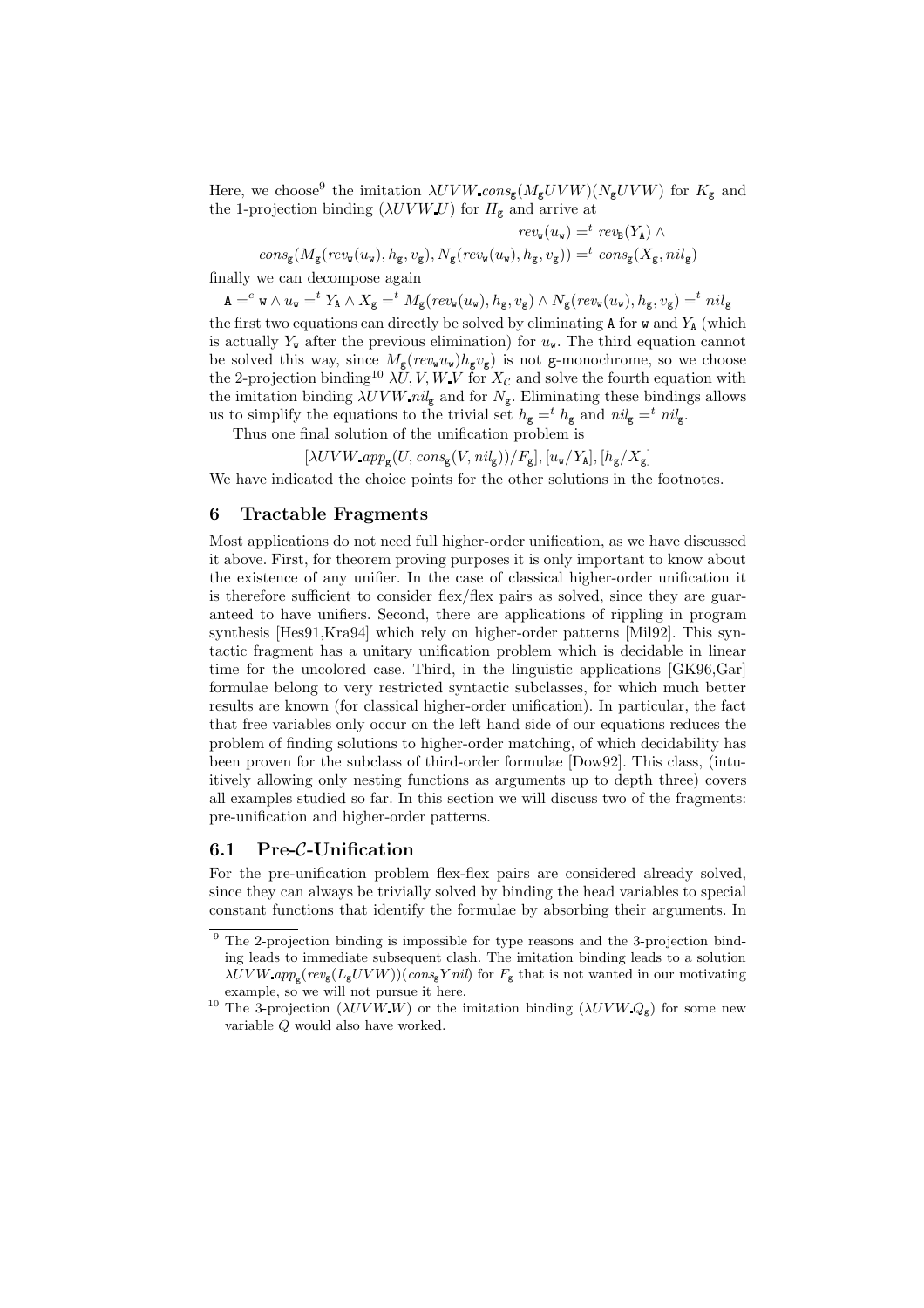Here, we choose[9] the imitation $\lambda UVW.cons_{\mathtt{g}}(M_{\mathtt{g}}UVW)(N_{\mathtt{g}}UVW)$ for $K_{\mathtt{g}}$ and the 1-projection binding $(\lambda UVW.U)$ for $H_{\mathtt{g}}$ and arrive at

$$rev_{\mathtt{w}}(u_{\mathtt{w}}) =^t rev_{\mathtt{B}}(Y_{\mathtt{A}}) \wedge$$
$$cons_{\mathtt{g}}(M_{\mathtt{g}}(rev_{\mathtt{w}}(u_{\mathtt{w}}), h_{\mathtt{g}}, v_{\mathtt{g}}), N_{\mathtt{g}}(rev_{\mathtt{w}}(u_{\mathtt{w}}), h_{\mathtt{g}}, v_{\mathtt{g}})) =^t cons_{\mathtt{g}}(X_{\mathtt{g}}, nil_{\mathtt{g}})$$

finally we can decompose again

$$\mathtt{A} =^c \mathtt{w} \wedge u_{\mathtt{w}} =^t Y_{\mathtt{A}} \wedge X_{\mathtt{g}} =^t M_{\mathtt{g}}(rev_{\mathtt{w}}(u_{\mathtt{w}}), h_{\mathtt{g}}, v_{\mathtt{g}}) \wedge N_{\mathtt{g}}(rev_{\mathtt{w}}(u_{\mathtt{w}}), h_{\mathtt{g}}, v_{\mathtt{g}}) =^t nil_{\mathtt{g}}$$

the first two equations can directly be solved by eliminating $\mathtt{A}$ for $\mathtt{w}$ and $Y_{\mathtt{A}}$ (which is actually $Y_{\mathtt{w}}$ after the previous elimination) for $u_{\mathtt{w}}$. The third equation cannot be solved this way, since $M_{\mathtt{g}}(rev_{\mathtt{w}}u_{\mathtt{w}})h_{\mathtt{g}}v_{\mathtt{g}})$ is not $\mathtt{g}$-monochrome, so we choose the 2-projection binding[10] $\lambda U, V, W.V$ for $X_{\mathcal{C}}$ and solve the fourth equation with the imitation binding $\lambda UVW.nil_{\mathtt{g}}$ and for $N_{\mathtt{g}}$. Eliminating these bindings allows us to simplify the equations to the trivial set $h_{\mathtt{g}} =^t h_{\mathtt{g}}$ and $nil_{\mathtt{g}} =^t nil_{\mathtt{g}}$.

Thus one final solution of the unification problem is

$$[\lambda UVW.app_{\mathtt{g}}(U, cons_{\mathtt{g}}(V, nil_{\mathtt{g}}))/F_{\mathtt{g}}], [u_{\mathtt{w}}/Y_{\mathtt{A}}], [h_{\mathtt{g}}/X_{\mathtt{g}}]$$

We have indicated the choice points for the other solutions in the footnotes.

## 6 Tractable Fragments

Most applications do not need full higher-order unification, as we have discussed it above. First, for theorem proving purposes it is only important to know about the existence of any unifier. In the case of classical higher-order unification it is therefore sufficient to consider flex/flex pairs as solved, since they are guaranteed to have unifiers. Second, there are applications of rippling in program synthesis [Hes91,Kra94] which rely on higher-order patterns [Mil92]. This syntactic fragment has a unitary unification problem which is decidable in linear time for the uncolored case. Third, in the linguistic applications [GK96,Gar] formulae belong to very restricted syntactic subclasses, for which much better results are known (for classical higher-order unification). In particular, the fact that free variables only occur on the left hand side of our equations reduces the problem of finding solutions to higher-order matching, of which decidability has been proven for the subclass of third-order formulae [Dow92]. This class, (intuitively allowing only nesting functions as arguments up to depth three) covers all examples studied so far. In this section we will discuss two of the fragments: pre-unification and higher-order patterns.

### 6.1 Pre-$\mathcal{C}$-Unification

For the pre-unification problem flex-flex pairs are considered already solved, since they can always be trivially solved by binding the head variables to special constant functions that identify the formulae by absorbing their arguments. In

---

[9] The 2-projection binding is impossible for type reasons and the 3-projection binding leads to immediate subsequent clash. The imitation binding leads to a solution $\lambda UVW.app_{\mathtt{g}}(rev_{\mathtt{g}}(L_{\mathtt{g}}UVW))(cons_{\mathtt{g}}Y\,nil)$ for $F_{\mathtt{g}}$ that is not wanted in our motivating example, so we will not pursue it here.

[10] The 3-projection $(\lambda UVW.W)$ or the imitation binding $(\lambda UVW.Q_{\mathtt{g}})$ for some new variable $Q$ would also have worked.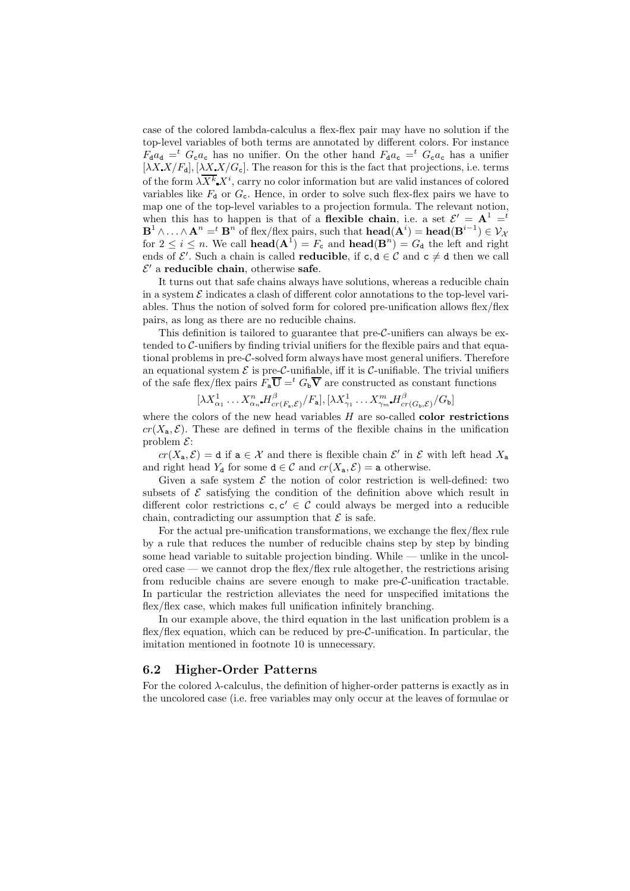case of the colored lambda-calculus a flex-flex pair may have no solution if the top-level variables of both terms are annotated by different colors. For instance $F_{\mathtt{d}}a_{\mathtt{d}} =^t G_{\mathtt{c}}a_{\mathtt{c}}$ has no unifier. On the other hand $F_{\mathtt{d}}a_{\mathtt{c}} =^t G_{\mathtt{c}}a_{\mathtt{c}}$ has a unifier $[\lambda X. X/F_{\mathtt{d}}], [\lambda X. X/G_{\mathtt{c}}]$. The reason for this is the fact that projections, i.e. terms of the form $\lambda\overline{X^k}. X^i$, carry no color information but are valid instances of colored variables like $F_{\mathtt{d}}$ or $G_{\mathtt{c}}$. Hence, in order to solve such flex-flex pairs we have to map one of the top-level variables to a projection formula. The relevant notion, when this has to happen is that of a **flexible chain**, i.e. a set $\mathcal{E}' = \mathbf{A}^1 =^t \mathbf{B}^1 \wedge \ldots \wedge \mathbf{A}^n =^t \mathbf{B}^n$ of flex/flex pairs, such that $\mathbf{head}(\mathbf{A}^i) = \mathbf{head}(\mathbf{B}^{i-1}) \in \mathcal{V}_{\mathcal{X}}$ for $2 \le i \le n$. We call $\mathbf{head}(\mathbf{A}^1) = F_{\mathtt{c}}$ and $\mathbf{head}(\mathbf{B}^n) = G_{\mathtt{d}}$ the left and right ends of $\mathcal{E}'$. Such a chain is called **reducible**, if $\mathtt{c}, \mathtt{d} \in \mathcal{C}$ and $\mathtt{c} \neq \mathtt{d}$ then we call $\mathcal{E}'$ a **reducible chain**, otherwise **safe**.

It turns out that safe chains always have solutions, whereas a reducible chain in a system $\mathcal{E}$ indicates a clash of different color annotations to the top-level variables. Thus the notion of solved form for colored pre-unification allows flex/flex pairs, as long as there are no reducible chains.

This definition is tailored to guarantee that pre-$\mathcal{C}$-unifiers can always be extended to $\mathcal{C}$-unifiers by finding trivial unifiers for the flexible pairs and that equational problems in pre-$\mathcal{C}$-solved form always have most general unifiers. Therefore an equational system $\mathcal{E}$ is pre-$\mathcal{C}$-unifiable, iff it is $\mathcal{C}$-unifiable. The trivial unifiers of the safe flex/flex pairs $F_{\mathtt{a}}\overline{\mathbf{U}} =^t G_{\mathtt{b}}\overline{\mathbf{V}}$ are constructed as constant functions

$$[\lambda X^1_{\alpha_1} \ldots X^n_{\alpha_n}. H^{\beta}_{cr(F_{\mathtt{a}},\mathcal{E})}/F_{\mathtt{a}}], [\lambda X^1_{\gamma_1} \ldots X^m_{\gamma_m}. H^{\beta}_{cr(G_{\mathtt{b}},\mathcal{E})}/G_{\mathtt{b}}]$$

where the colors of the new head variables $H$ are so-called **color restrictions** $cr(X_{\mathtt{a}}, \mathcal{E})$. These are defined in terms of the flexible chains in the unification problem $\mathcal{E}$:

$cr(X_{\mathtt{a}}, \mathcal{E}) = \mathtt{d}$ if $\mathtt{a} \in \mathcal{X}$ and there is flexible chain $\mathcal{E}'$ in $\mathcal{E}$ with left head $X_{\mathtt{a}}$ and right head $Y_{\mathtt{d}}$ for some $\mathtt{d} \in \mathcal{C}$ and $cr(X_{\mathtt{a}}, \mathcal{E}) = \mathtt{a}$ otherwise.

Given a safe system $\mathcal{E}$ the notion of color restriction is well-defined: two subsets of $\mathcal{E}$ satisfying the condition of the definition above which result in different color restrictions $\mathtt{c}, \mathtt{c}' \in \mathcal{C}$ could always be merged into a reducible chain, contradicting our assumption that $\mathcal{E}$ is safe.

For the actual pre-unification transformations, we exchange the flex/flex rule by a rule that reduces the number of reducible chains step by step by binding some head variable to suitable projection binding. While — unlike in the uncolored case — we cannot drop the flex/flex rule altogether, the restrictions arising from reducible chains are severe enough to make pre-$\mathcal{C}$-unification tractable. In particular the restriction alleviates the need for unspecified imitations the flex/flex case, which makes full unification infinitely branching.

In our example above, the third equation in the last unification problem is a flex/flex equation, which can be reduced by pre-$\mathcal{C}$-unification. In particular, the imitation mentioned in footnote 10 is unnecessary.

### 6.2 Higher-Order Patterns

For the colored $\lambda$-calculus, the definition of higher-order patterns is exactly as in the uncolored case (i.e. free variables may only occur at the leaves of formulae or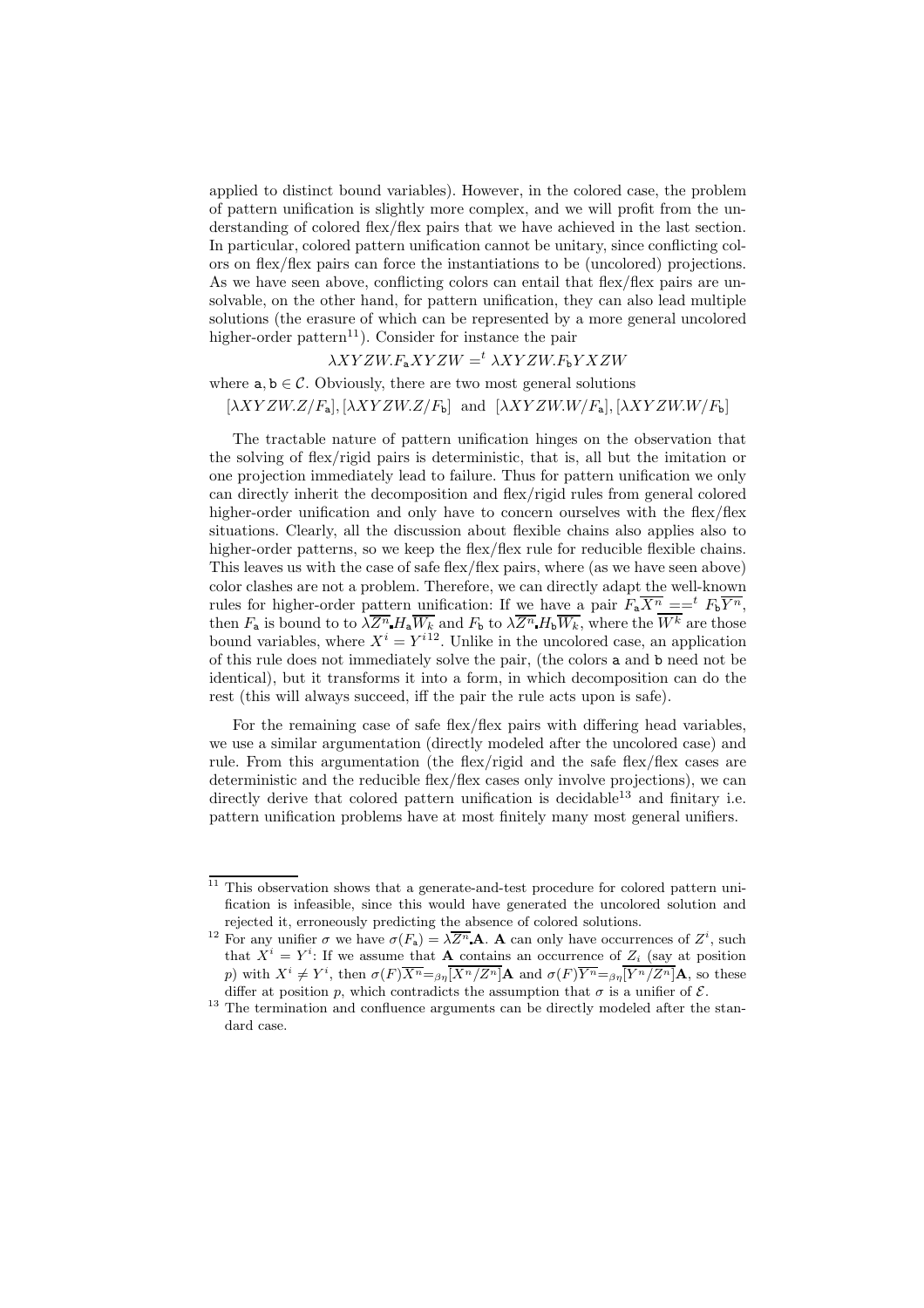applied to distinct bound variables). However, in the colored case, the problem of pattern unification is slightly more complex, and we will profit from the understanding of colored flex/flex pairs that we have achieved in the last section. In particular, colored pattern unification cannot be unitary, since conflicting colors on flex/flex pairs can force the instantiations to be (uncolored) projections. As we have seen above, conflicting colors can entail that flex/flex pairs are unsolvable, on the other hand, for pattern unification, they can also lead multiple solutions (the erasure of which can be represented by a more general uncolored higher-order pattern[11]). Consider for instance the pair

$$\lambda XYZW.F_{\mathtt{a}}XYZW =^{t} \lambda XYZW.F_{\mathtt{b}}YXZW$$

where $\mathtt{a}, \mathtt{b} \in \mathcal{C}$. Obviously, there are two most general solutions

$$[\lambda XYZW.Z/F_{\mathtt{a}}], [\lambda XYZW.Z/F_{\mathtt{b}}] \text{ and } [\lambda XYZW.W/F_{\mathtt{a}}], [\lambda XYZW.W/F_{\mathtt{b}}]$$

The tractable nature of pattern unification hinges on the observation that the solving of flex/rigid pairs is deterministic, that is, all but the imitation or one projection immediately lead to failure. Thus for pattern unification we only can directly inherit the decomposition and flex/rigid rules from general colored higher-order unification and only have to concern ourselves with the flex/flex situations. Clearly, all the discussion about flexible chains also applies also to higher-order patterns, so we keep the flex/flex rule for reducible flexible chains. This leaves us with the case of safe flex/flex pairs, where (as we have seen above) color clashes are not a problem. Therefore, we can directly adapt the well-known rules for higher-order pattern unification: If we have a pair $F_{\mathtt{a}}\overline{X^n} ==^{t} F_{\mathtt{b}}\overline{Y^n}$, then $F_{\mathtt{a}}$ is bound to to $\lambda\overline{Z^n}.H_{\mathtt{a}}\overline{W_k}$ and $F_{\mathtt{b}}$ to $\lambda\overline{Z^n}.H_{\mathtt{b}}\overline{W_k}$, where the $\overline{W^k}$ are those bound variables, where $X^i = Y^i$[12]. Unlike in the uncolored case, an application of this rule does not immediately solve the pair, (the colors $\mathtt{a}$ and $\mathtt{b}$ need not be identical), but it transforms it into a form, in which decomposition can do the rest (this will always succeed, iff the pair the rule acts upon is safe).

For the remaining case of safe flex/flex pairs with differing head variables, we use a similar argumentation (directly modeled after the uncolored case) and rule. From this argumentation (the flex/rigid and the safe flex/flex cases are deterministic and the reducible flex/flex cases only involve projections), we can directly derive that colored pattern unification is decidable[13] and finitary i.e. pattern unification problems have at most finitely many most general unifiers.

---

[11] This observation shows that a generate-and-test procedure for colored pattern unification is infeasible, since this would have generated the uncolored solution and rejected it, erroneously predicting the absence of colored solutions.

[12] For any unifier $\sigma$ we have $\sigma(F_{\mathtt{a}}) = \lambda\overline{Z^n}.\mathbf{A}$. $\mathbf{A}$ can only have occurrences of $Z^i$, such that $X^i = Y^i$: If we assume that $\mathbf{A}$ contains an occurrence of $Z_i$ (say at position $p$) with $X^i \neq Y^i$, then $\sigma(F)\overline{X^n} =_{\beta\eta} \overline{[X^n/Z^n]}\mathbf{A}$ and $\sigma(F)\overline{Y^n} =_{\beta\eta} \overline{[Y^n/Z^n]}\mathbf{A}$, so these differ at position $p$, which contradicts the assumption that $\sigma$ is a unifier of $\mathcal{E}$.

[13] The termination and confluence arguments can be directly modeled after the standard case.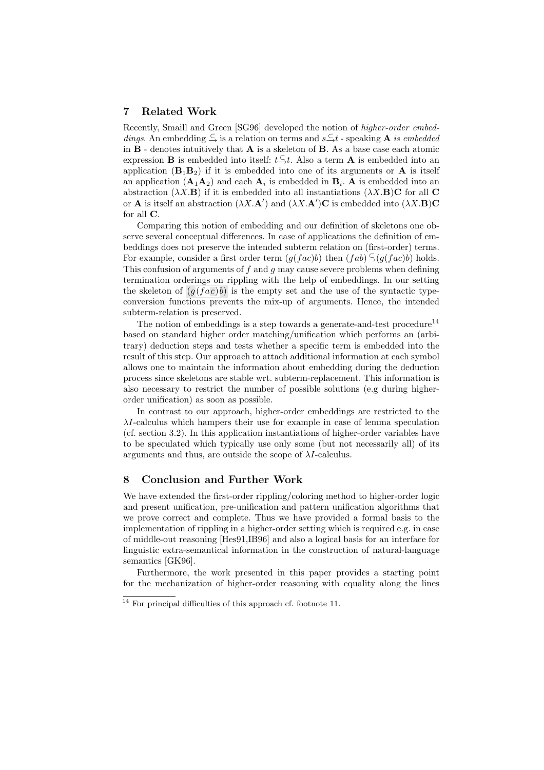## 7 Related Work

Recently, Smaill and Green [SG96] developed the notion of *higher-order embeddings*. An embedding $\hookrightarrow$ is a relation on terms and $s \hookrightarrow t$ - speaking **A** *is embedded* in **B** - denotes intuitively that **A** is a skeleton of **B**. As a base case each atomic expression **B** is embedded into itself: $t \hookrightarrow t$. Also a term **A** is embedded into an application $(\mathbf{B}_1\mathbf{B}_2)$ if it is embedded into one of its arguments or **A** is itself an application $(\mathbf{A}_1\mathbf{A}_2)$ and each $\mathbf{A}_i$ is embedded in $\mathbf{B}_i$. **A** is embedded into an abstraction $(\lambda X.\mathbf{B})$ if it is embedded into all instantiations $(\lambda X.\mathbf{B})\mathbf{C}$ for all **C** or **A** is itself an abstraction $(\lambda X.\mathbf{A}')$ and $(\lambda X.\mathbf{A}')\mathbf{C}$ is embedded into $(\lambda X.\mathbf{B})\mathbf{C}$ for all **C**.

Comparing this notion of embedding and our definition of skeletons one observe several conceptual differences. In case of applications the definition of embeddings does not preserve the intended subterm relation on (first-order) terms. For example, consider a first order term $(g(fac)b)$ then $(fab) \hookrightarrow (g(fac)b)$ holds. This confusion of arguments of $f$ and $g$ may cause severe problems when defining termination orderings on rippling with the help of embeddings. In our setting the skeleton of $(g(fac)b)$ is the empty set and the use of the syntactic type-conversion functions prevents the mix-up of arguments. Hence, the intended subterm-relation is preserved.

The notion of embeddings is a step towards a generate-and-test procedure[14] based on standard higher order matching/unification which performs an (arbitrary) deduction steps and tests whether a specific term is embedded into the result of this step. Our approach to attach additional information at each symbol allows one to maintain the information about embedding during the deduction process since skeletons are stable wrt. subterm-replacement. This information is also necessary to restrict the number of possible solutions (e.g during higher-order unification) as soon as possible.

In contrast to our approach, higher-order embeddings are restricted to the $\lambda I$-calculus which hampers their use for example in case of lemma speculation (cf. section 3.2). In this application instantiations of higher-order variables have to be speculated which typically use only some (but not necessarily all) of its arguments and thus, are outside the scope of $\lambda I$-calculus.

## 8 Conclusion and Further Work

We have extended the first-order rippling/coloring method to higher-order logic and present unification, pre-unification and pattern unification algorithms that we prove correct and complete. Thus we have provided a formal basis to the implementation of rippling in a higher-order setting which is required e.g. in case of middle-out reasoning [Hes91,IB96] and also a logical basis for an interface for linguistic extra-semantical information in the construction of natural-language semantics [GK96].

Furthermore, the work presented in this paper provides a starting point for the mechanization of higher-order reasoning with equality along the lines

[14] For principal difficulties of this approach cf. footnote 11.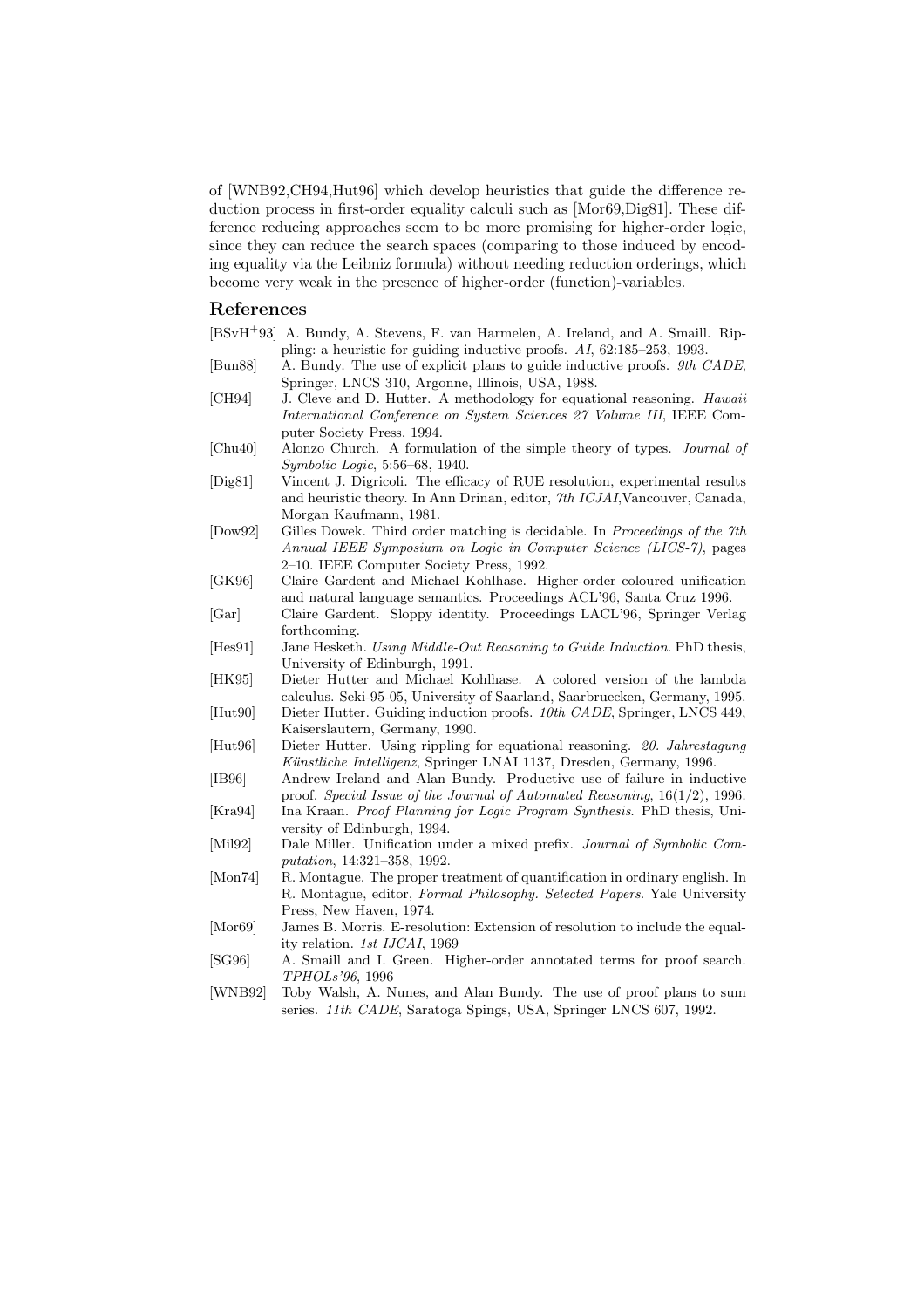of [WNB92,CH94,Hut96] which develop heuristics that guide the difference reduction process in first-order equality calculi such as [Mor69,Dig81]. These difference reducing approaches seem to be more promising for higher-order logic, since they can reduce the search spaces (comparing to those induced by encoding equality via the Leibniz formula) without needing reduction orderings, which become very weak in the presence of higher-order (function)-variables.

## References

[BSvH+93] A. Bundy, A. Stevens, F. van Harmelen, A. Ireland, and A. Smaill. Rippling: a heuristic for guiding inductive proofs. *AI*, 62:185–253, 1993.

[Bun88] A. Bundy. The use of explicit plans to guide inductive proofs. *9th CADE*, Springer, LNCS 310, Argonne, Illinois, USA, 1988.

[CH94] J. Cleve and D. Hutter. A methodology for equational reasoning. *Hawaii International Conference on System Sciences 27 Volume III*, IEEE Computer Society Press, 1994.

[Chu40] Alonzo Church. A formulation of the simple theory of types. *Journal of Symbolic Logic*, 5:56–68, 1940.

[Dig81] Vincent J. Digricoli. The efficacy of RUE resolution, experimental results and heuristic theory. In Ann Drinan, editor, *7th ICJAI*,Vancouver, Canada, Morgan Kaufmann, 1981.

[Dow92] Gilles Dowek. Third order matching is decidable. In *Proceedings of the 7th Annual IEEE Symposium on Logic in Computer Science (LICS-7)*, pages 2–10. IEEE Computer Society Press, 1992.

[GK96] Claire Gardent and Michael Kohlhase. Higher-order coloured unification and natural language semantics. Proceedings ACL'96, Santa Cruz 1996.

[Gar] Claire Gardent. Sloppy identity. Proceedings LACL'96, Springer Verlag forthcoming.

[Hes91] Jane Hesketh. *Using Middle-Out Reasoning to Guide Induction*. PhD thesis, University of Edinburgh, 1991.

[HK95] Dieter Hutter and Michael Kohlhase. A colored version of the lambda calculus. Seki-95-05, University of Saarland, Saarbruecken, Germany, 1995.

[Hut90] Dieter Hutter. Guiding induction proofs. *10th CADE*, Springer, LNCS 449, Kaiserslautern, Germany, 1990.

[Hut96] Dieter Hutter. Using rippling for equational reasoning. *20. Jahrestagung Künstliche Intelligenz*, Springer LNAI 1137, Dresden, Germany, 1996.

[IB96] Andrew Ireland and Alan Bundy. Productive use of failure in inductive proof. *Special Issue of the Journal of Automated Reasoning*, 16(1/2), 1996.

[Kra94] Ina Kraan. *Proof Planning for Logic Program Synthesis*. PhD thesis, University of Edinburgh, 1994.

[Mil92] Dale Miller. Unification under a mixed prefix. *Journal of Symbolic Computation*, 14:321–358, 1992.

[Mon74] R. Montague. The proper treatment of quantification in ordinary english. In R. Montague, editor, *Formal Philosophy. Selected Papers*. Yale University Press, New Haven, 1974.

[Mor69] James B. Morris. E-resolution: Extension of resolution to include the equality relation. *1st IJCAI*, 1969

[SG96] A. Smaill and I. Green. Higher-order annotated terms for proof search. *TPHOLs'96*, 1996

[WNB92] Toby Walsh, A. Nunes, and Alan Bundy. The use of proof plans to sum series. *11th CADE*, Saratoga Spings, USA, Springer LNCS 607, 1992.